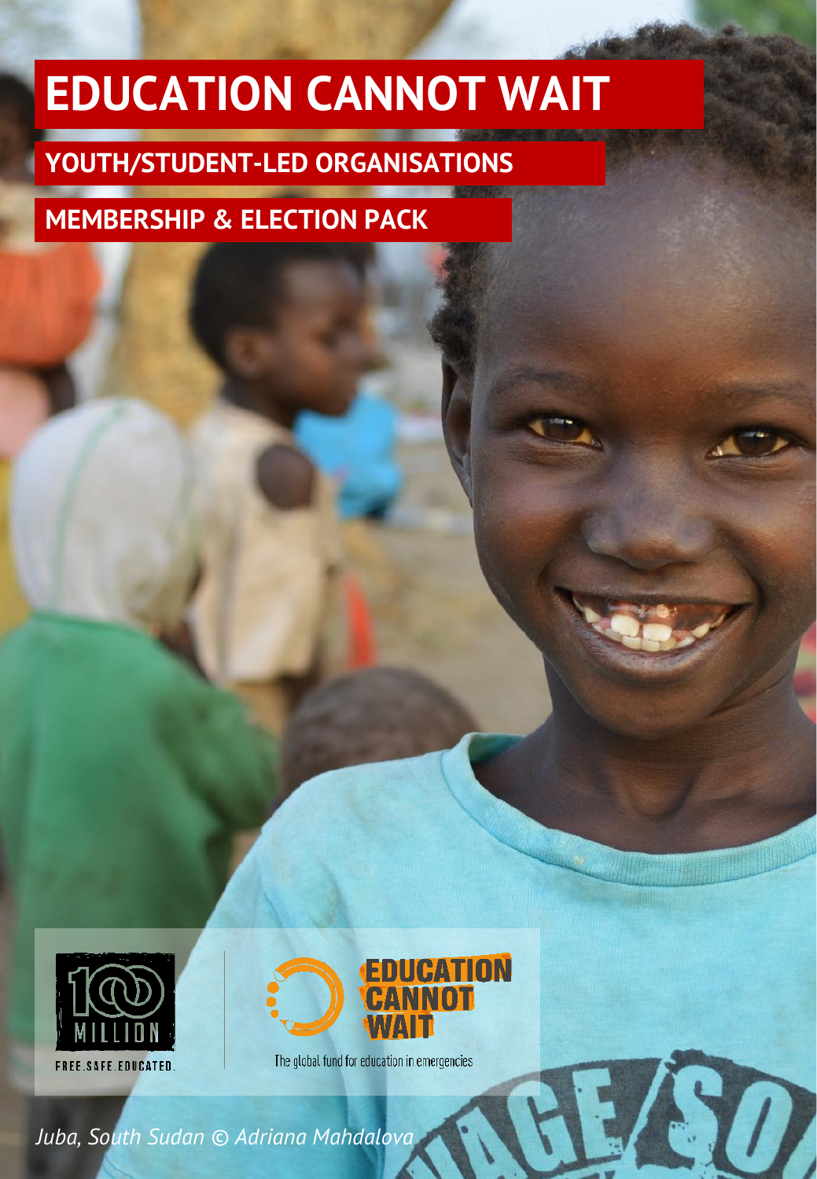# EDUCATION CANNOT WAIT

## YOUTH/STUDENT-LED ORGANISATIONS

## MEMBERSHIP & ELECTION PACK

100 MILLION
FREE.SAFE.EDUCATED.

EDUCATION CANNOT WAIT
The global fund for education in emergencies

*Juba, South Sudan © Adriana Mahdalova*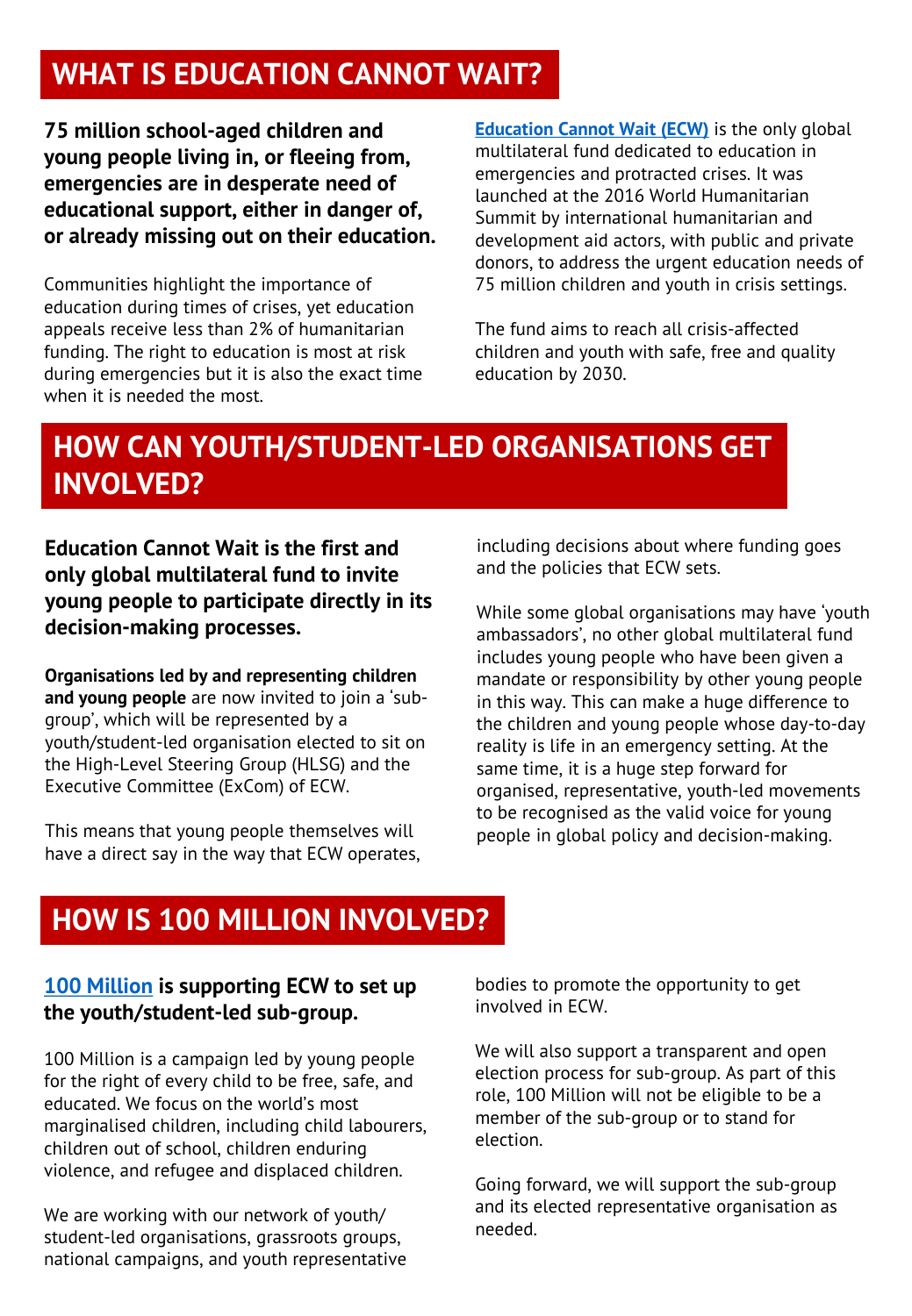## WHAT IS EDUCATION CANNOT WAIT?

**75 million school-aged children and young people living in, or fleeing from, emergencies are in desperate need of educational support, either in danger of, or already missing out on their education.**

Communities highlight the importance of education during times of crises, yet education appeals receive less than 2% of humanitarian funding. The right to education is most at risk during emergencies but it is also the exact time when it is needed the most.

**Education Cannot Wait (ECW)** is the only global multilateral fund dedicated to education in emergencies and protracted crises. It was launched at the 2016 World Humanitarian Summit by international humanitarian and development aid actors, with public and private donors, to address the urgent education needs of 75 million children and youth in crisis settings.

The fund aims to reach all crisis-affected children and youth with safe, free and quality education by 2030.

## HOW CAN YOUTH/STUDENT-LED ORGANISATIONS GET INVOLVED?

**Education Cannot Wait is the first and only global multilateral fund to invite young people to participate directly in its decision-making processes.**

**Organisations led by and representing children and young people** are now invited to join a 'sub-group', which will be represented by a youth/student-led organisation elected to sit on the High-Level Steering Group (HLSG) and the Executive Committee (ExCom) of ECW.

This means that young people themselves will have a direct say in the way that ECW operates, including decisions about where funding goes and the policies that ECW sets.

While some global organisations may have 'youth ambassadors', no other global multilateral fund includes young people who have been given a mandate or responsibility by other young people in this way. This can make a huge difference to the children and young people whose day-to-day reality is life in an emergency setting. At the same time, it is a huge step forward for organised, representative, youth-led movements to be recognised as the valid voice for young people in global policy and decision-making.

## HOW IS 100 MILLION INVOLVED?

**100 Million is supporting ECW to set up the youth/student-led sub-group.**

100 Million is a campaign led by young people for the right of every child to be free, safe, and educated. We focus on the world's most marginalised children, including child labourers, children out of school, children enduring violence, and refugee and displaced children.

We are working with our network of youth/student-led organisations, grassroots groups, national campaigns, and youth representative bodies to promote the opportunity to get involved in ECW.

We will also support a transparent and open election process for sub-group. As part of this role, 100 Million will not be eligible to be a member of the sub-group or to stand for election.

Going forward, we will support the sub-group and its elected representative organisation as needed.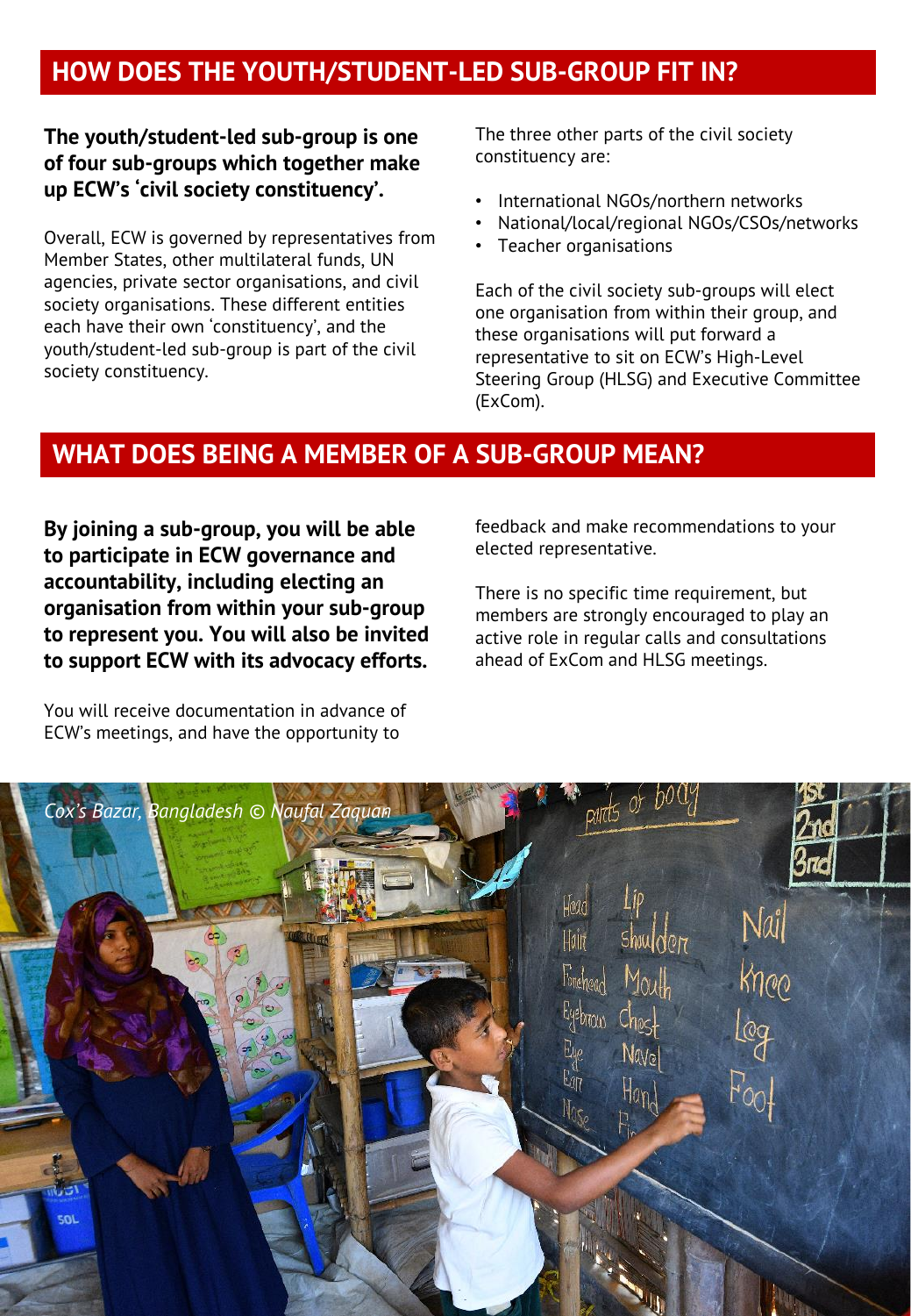## HOW DOES THE YOUTH/STUDENT-LED SUB-GROUP FIT IN?

**The youth/student-led sub-group is one of four sub-groups which together make up ECW's 'civil society constituency'.**

Overall, ECW is governed by representatives from Member States, other multilateral funds, UN agencies, private sector organisations, and civil society organisations. These different entities each have their own 'constituency', and the youth/student-led sub-group is part of the civil society constituency.

The three other parts of the civil society constituency are:

- International NGOs/northern networks
- National/local/regional NGOs/CSOs/networks
- Teacher organisations

Each of the civil society sub-groups will elect one organisation from within their group, and these organisations will put forward a representative to sit on ECW's High-Level Steering Group (HLSG) and Executive Committee (ExCom).

## WHAT DOES BEING A MEMBER OF A SUB-GROUP MEAN?

**By joining a sub-group, you will be able to participate in ECW governance and accountability, including electing an organisation from within your sub-group to represent you. You will also be invited to support ECW with its advocacy efforts.**

You will receive documentation in advance of ECW's meetings, and have the opportunity to feedback and make recommendations to your elected representative.

There is no specific time requirement, but members are strongly encouraged to play an active role in regular calls and consultations ahead of ExCom and HLSG meetings.

*Cox's Bazar, Bangladesh © Naufal Zaquan*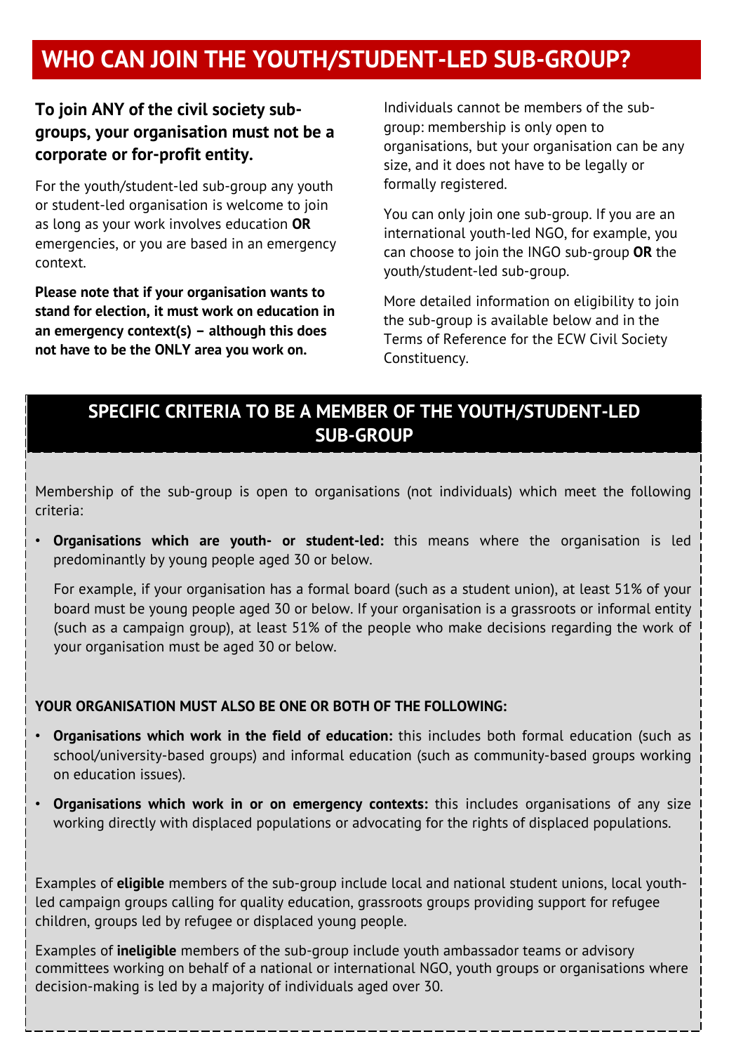# WHO CAN JOIN THE YOUTH/STUDENT-LED SUB-GROUP?

**To join ANY of the civil society sub-groups, your organisation must not be a corporate or for-profit entity.**

For the youth/student-led sub-group any youth or student-led organisation is welcome to join as long as your work involves education **OR** emergencies, or you are based in an emergency context.

**Please note that if your organisation wants to stand for election, it must work on education in an emergency context(s) – although this does not have to be the ONLY area you work on.**

Individuals cannot be members of the sub-group: membership is only open to organisations, but your organisation can be any size, and it does not have to be legally or formally registered.

You can only join one sub-group. If you are an international youth-led NGO, for example, you can choose to join the INGO sub-group **OR** the youth/student-led sub-group.

More detailed information on eligibility to join the sub-group is available below and in the Terms of Reference for the ECW Civil Society Constituency.

## SPECIFIC CRITERIA TO BE A MEMBER OF THE YOUTH/STUDENT-LED SUB-GROUP

Membership of the sub-group is open to organisations (not individuals) which meet the following criteria:

- **Organisations which are youth- or student-led:** this means where the organisation is led predominantly by young people aged 30 or below.

  For example, if your organisation has a formal board (such as a student union), at least 51% of your board must be young people aged 30 or below. If your organisation is a grassroots or informal entity (such as a campaign group), at least 51% of the people who make decisions regarding the work of your organisation must be aged 30 or below.

**YOUR ORGANISATION MUST ALSO BE ONE OR BOTH OF THE FOLLOWING:**

- **Organisations which work in the field of education:** this includes both formal education (such as school/university-based groups) and informal education (such as community-based groups working on education issues).
- **Organisations which work in or on emergency contexts:** this includes organisations of any size working directly with displaced populations or advocating for the rights of displaced populations.

Examples of **eligible** members of the sub-group include local and national student unions, local youth-led campaign groups calling for quality education, grassroots groups providing support for refugee children, groups led by refugee or displaced young people.

Examples of **ineligible** members of the sub-group include youth ambassador teams or advisory committees working on behalf of a national or international NGO, youth groups or organisations where decision-making is led by a majority of individuals aged over 30.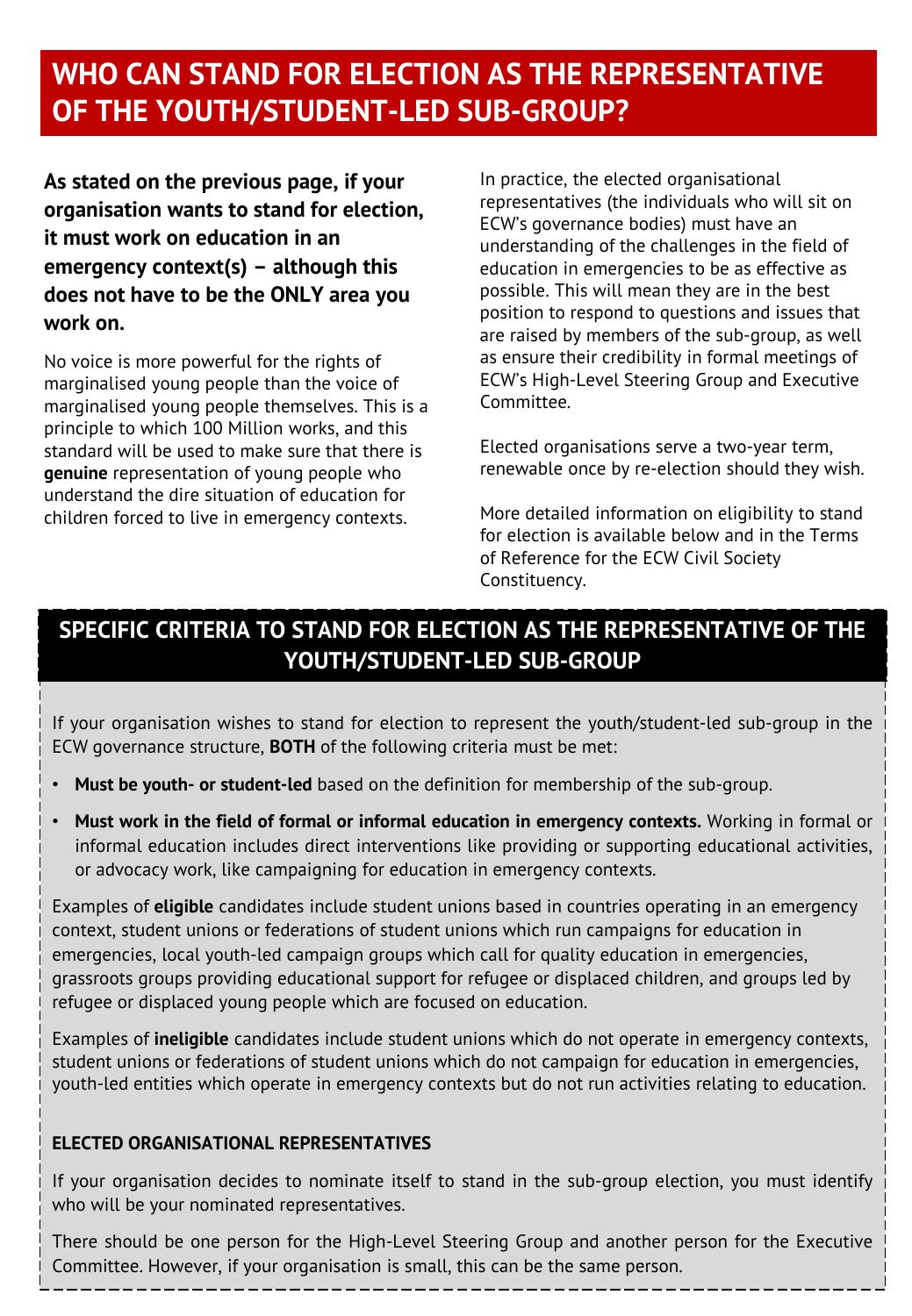# WHO CAN STAND FOR ELECTION AS THE REPRESENTATIVE OF THE YOUTH/STUDENT-LED SUB-GROUP?

**As stated on the previous page, if your organisation wants to stand for election, it must work on education in an emergency context(s) – although this does not have to be the ONLY area you work on.**

No voice is more powerful for the rights of marginalised young people than the voice of marginalised young people themselves. This is a principle to which 100 Million works, and this standard will be used to make sure that there is **genuine** representation of young people who understand the dire situation of education for children forced to live in emergency contexts.

In practice, the elected organisational representatives (the individuals who will sit on ECW's governance bodies) must have an understanding of the challenges in the field of education in emergencies to be as effective as possible. This will mean they are in the best position to respond to questions and issues that are raised by members of the sub-group, as well as ensure their credibility in formal meetings of ECW's High-Level Steering Group and Executive Committee.

Elected organisations serve a two-year term, renewable once by re-election should they wish.

More detailed information on eligibility to stand for election is available below and in the Terms of Reference for the ECW Civil Society Constituency.

## SPECIFIC CRITERIA TO STAND FOR ELECTION AS THE REPRESENTATIVE OF THE YOUTH/STUDENT-LED SUB-GROUP

If your organisation wishes to stand for election to represent the youth/student-led sub-group in the ECW governance structure, **BOTH** of the following criteria must be met:

- **Must be youth- or student-led** based on the definition for membership of the sub-group.
- **Must work in the field of formal or informal education in emergency contexts.** Working in formal or informal education includes direct interventions like providing or supporting educational activities, or advocacy work, like campaigning for education in emergency contexts.

Examples of **eligible** candidates include student unions based in countries operating in an emergency context, student unions or federations of student unions which run campaigns for education in emergencies, local youth-led campaign groups which call for quality education in emergencies, grassroots groups providing educational support for refugee or displaced children, and groups led by refugee or displaced young people which are focused on education.

Examples of **ineligible** candidates include student unions which do not operate in emergency contexts, student unions or federations of student unions which do not campaign for education in emergencies, youth-led entities which operate in emergency contexts but do not run activities relating to education.

### ELECTED ORGANISATIONAL REPRESENTATIVES

If your organisation decides to nominate itself to stand in the sub-group election, you must identify who will be your nominated representatives.

There should be one person for the High-Level Steering Group and another person for the Executive Committee. However, if your organisation is small, this can be the same person.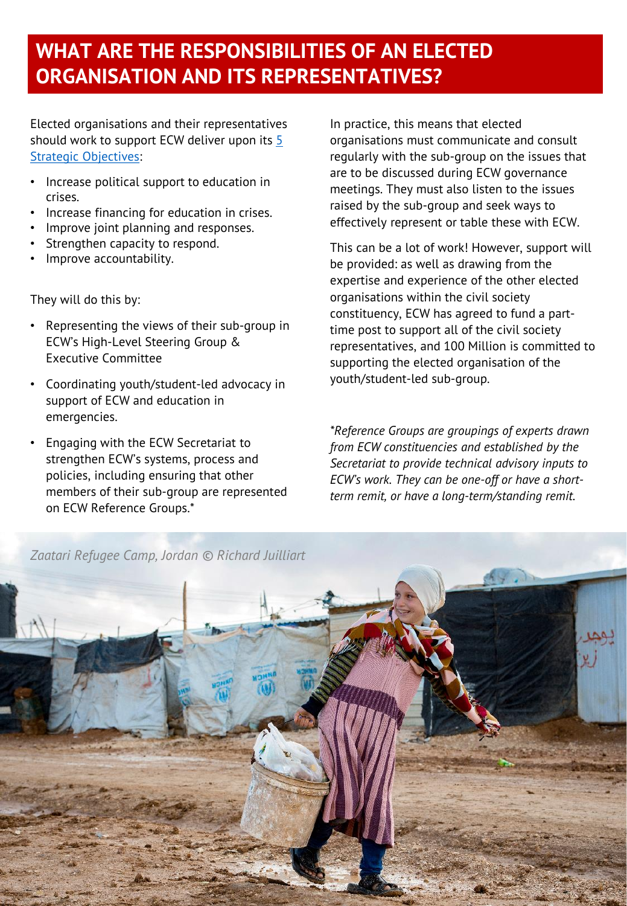# WHAT ARE THE RESPONSIBILITIES OF AN ELECTED ORGANISATION AND ITS REPRESENTATIVES?

Elected organisations and their representatives should work to support ECW deliver upon its [5 Strategic Objectives](#):

- Increase political support to education in crises.
- Increase financing for education in crises.
- Improve joint planning and responses.
- Strengthen capacity to respond.
- Improve accountability.

They will do this by:

- Representing the views of their sub-group in ECW's High-Level Steering Group & Executive Committee
- Coordinating youth/student-led advocacy in support of ECW and education in emergencies.
- Engaging with the ECW Secretariat to strengthen ECW's systems, process and policies, including ensuring that other members of their sub-group are represented on ECW Reference Groups.*

In practice, this means that elected organisations must communicate and consult regularly with the sub-group on the issues that are to be discussed during ECW governance meetings. They must also listen to the issues raised by the sub-group and seek ways to effectively represent or table these with ECW.

This can be a lot of work! However, support will be provided: as well as drawing from the expertise and experience of the other elected organisations within the civil society constituency, ECW has agreed to fund a part-time post to support all of the civil society representatives, and 100 Million is committed to supporting the elected organisation of the youth/student-led sub-group.

*\*Reference Groups are groupings of experts drawn from ECW constituencies and established by the Secretariat to provide technical advisory inputs to ECW's work. They can be one-off or have a short-term remit, or have a long-term/standing remit.*

*Zaatari Refugee Camp, Jordan © Richard Juilliart*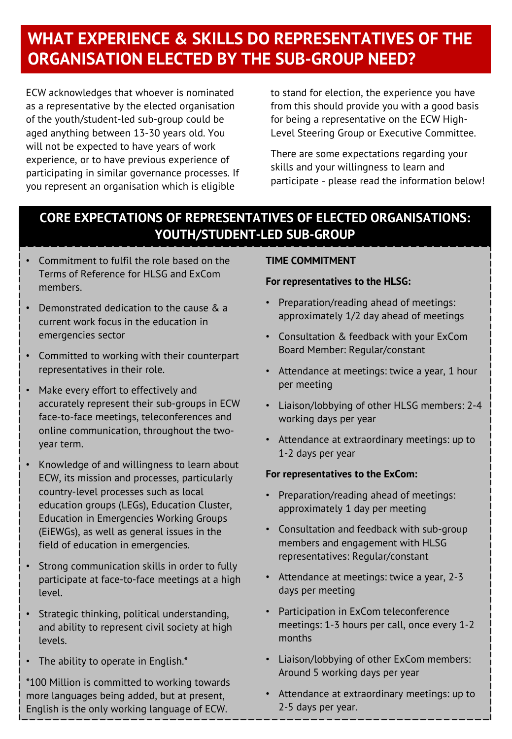# WHAT EXPERIENCE & SKILLS DO REPRESENTATIVES OF THE ORGANISATION ELECTED BY THE SUB-GROUP NEED?

ECW acknowledges that whoever is nominated as a representative by the elected organisation of the youth/student-led sub-group could be aged anything between 13-30 years old. You will not be expected to have years of work experience, or to have previous experience of participating in similar governance processes. If you represent an organisation which is eligible to stand for election, the experience you have from this should provide you with a good basis for being a representative on the ECW High-Level Steering Group or Executive Committee.

There are some expectations regarding your skills and your willingness to learn and participate - please read the information below!

## CORE EXPECTATIONS OF REPRESENTATIVES OF ELECTED ORGANISATIONS: YOUTH/STUDENT-LED SUB-GROUP

- Commitment to fulfil the role based on the Terms of Reference for HLSG and ExCom members.
- Demonstrated dedication to the cause & a current work focus in the education in emergencies sector
- Committed to working with their counterpart representatives in their role.
- Make every effort to effectively and accurately represent their sub-groups in ECW face-to-face meetings, teleconferences and online communication, throughout the two-year term.
- Knowledge of and willingness to learn about ECW, its mission and processes, particularly country-level processes such as local education groups (LEGs), Education Cluster, Education in Emergencies Working Groups (EiEWGs), as well as general issues in the field of education in emergencies.
- Strong communication skills in order to fully participate at face-to-face meetings at a high level.
- Strategic thinking, political understanding, and ability to represent civil society at high levels.
- The ability to operate in English.*

*100 Million is committed to working towards more languages being added, but at present, English is the only working language of ECW.

**TIME COMMITMENT**

**For representatives to the HLSG:**

- Preparation/reading ahead of meetings: approximately 1/2 day ahead of meetings
- Consultation & feedback with your ExCom Board Member: Regular/constant
- Attendance at meetings: twice a year, 1 hour per meeting
- Liaison/lobbying of other HLSG members: 2-4 working days per year
- Attendance at extraordinary meetings: up to 1-2 days per year

**For representatives to the ExCom:**

- Preparation/reading ahead of meetings: approximately 1 day per meeting
- Consultation and feedback with sub-group members and engagement with HLSG representatives: Regular/constant
- Attendance at meetings: twice a year, 2-3 days per meeting
- Participation in ExCom teleconference meetings: 1-3 hours per call, once every 1-2 months
- Liaison/lobbying of other ExCom members: Around 5 working days per year
- Attendance at extraordinary meetings: up to 2-5 days per year.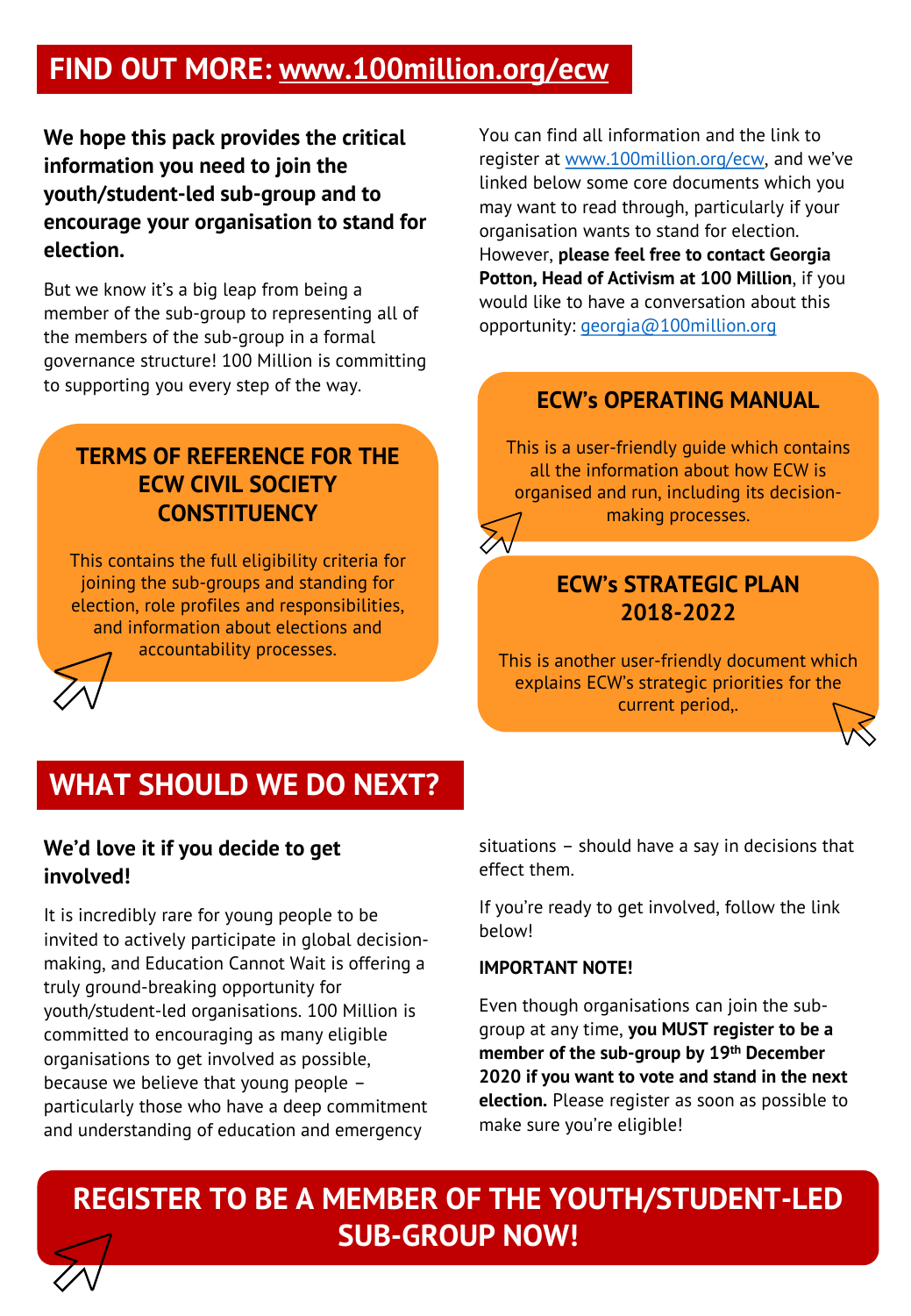# FIND OUT MORE: www.100million.org/ecw

**We hope this pack provides the critical information you need to join the youth/student-led sub-group and to encourage your organisation to stand for election.**

But we know it's a big leap from being a member of the sub-group to representing all of the members of the sub-group in a formal governance structure! 100 Million is committing to supporting you every step of the way.

You can find all information and the link to register at www.100million.org/ecw, and we've linked below some core documents which you may want to read through, particularly if your organisation wants to stand for election. However, **please feel free to contact Georgia Potton, Head of Activism at 100 Million**, if you would like to have a conversation about this opportunity: georgia@100million.org

### TERMS OF REFERENCE FOR THE ECW CIVIL SOCIETY CONSTITUENCY

This contains the full eligibility criteria for joining the sub-groups and standing for election, role profiles and responsibilities, and information about elections and accountability processes.

### ECW's OPERATING MANUAL

This is a user-friendly guide which contains all the information about how ECW is organised and run, including its decision-making processes.

### ECW's STRATEGIC PLAN 2018-2022

This is another user-friendly document which explains ECW's strategic priorities for the current period,.

# WHAT SHOULD WE DO NEXT?

**We'd love it if you decide to get involved!**

It is incredibly rare for young people to be invited to actively participate in global decision-making, and Education Cannot Wait is offering a truly ground-breaking opportunity for youth/student-led organisations. 100 Million is committed to encouraging as many eligible organisations to get involved as possible, because we believe that young people – particularly those who have a deep commitment and understanding of education and emergency situations – should have a say in decisions that effect them.

If you're ready to get involved, follow the link below!

**IMPORTANT NOTE!**

Even though organisations can join the sub-group at any time, **you MUST register to be a member of the sub-group by 19th December 2020 if you want to vote and stand in the next election.** Please register as soon as possible to make sure you're eligible!

## REGISTER TO BE A MEMBER OF THE YOUTH/STUDENT-LED SUB-GROUP NOW!